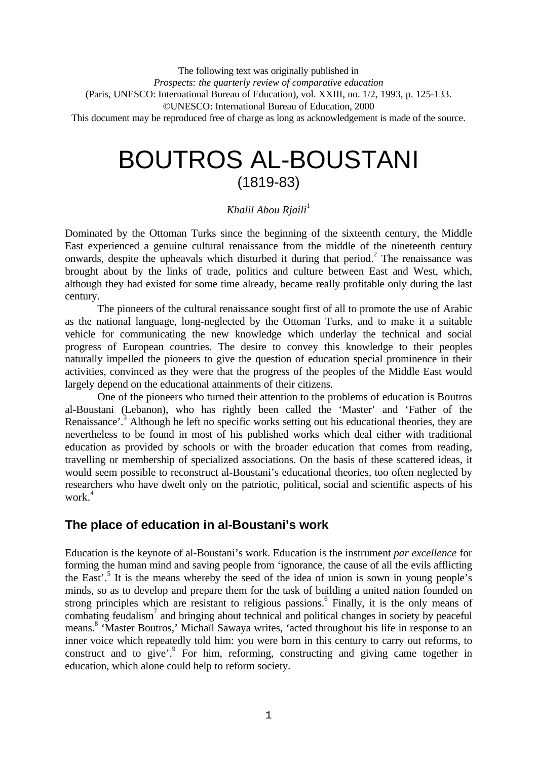The following text was originally published in
*Prospects: the quarterly review of comparative education*
(Paris, UNESCO: International Bureau of Education), vol. XXIII, no. 1/2, 1993, p. 125-133.
©UNESCO: International Bureau of Education, 2000
This document may be reproduced free of charge as long as acknowledgement is made of the source.

# BOUTROS AL-BOUSTANI

(1819-83)

*Khalil Abou Rjaili*[1]

Dominated by the Ottoman Turks since the beginning of the sixteenth century, the Middle East experienced a genuine cultural renaissance from the middle of the nineteenth century onwards, despite the upheavals which disturbed it during that period.[2] The renaissance was brought about by the links of trade, politics and culture between East and West, which, although they had existed for some time already, became really profitable only during the last century.

The pioneers of the cultural renaissance sought first of all to promote the use of Arabic as the national language, long-neglected by the Ottoman Turks, and to make it a suitable vehicle for communicating the new knowledge which underlay the technical and social progress of European countries. The desire to convey this knowledge to their peoples naturally impelled the pioneers to give the question of education special prominence in their activities, convinced as they were that the progress of the peoples of the Middle East would largely depend on the educational attainments of their citizens.

One of the pioneers who turned their attention to the problems of education is Boutros al-Boustani (Lebanon), who has rightly been called the 'Master' and 'Father of the Renaissance'.[3] Although he left no specific works setting out his educational theories, they are nevertheless to be found in most of his published works which deal either with traditional education as provided by schools or with the broader education that comes from reading, travelling or membership of specialized associations. On the basis of these scattered ideas, it would seem possible to reconstruct al-Boustani's educational theories, too often neglected by researchers who have dwelt only on the patriotic, political, social and scientific aspects of his work.[4]

## The place of education in al-Boustani's work

Education is the keynote of al-Boustani's work. Education is the instrument *par excellence* for forming the human mind and saving people from 'ignorance, the cause of all the evils afflicting the East'.[5] It is the means whereby the seed of the idea of union is sown in young people's minds, so as to develop and prepare them for the task of building a united nation founded on strong principles which are resistant to religious passions.[6] Finally, it is the only means of combating feudalism[7] and bringing about technical and political changes in society by peaceful means.[8] 'Master Boutros,' Michaïl Sawaya writes, 'acted throughout his life in response to an inner voice which repeatedly told him: you were born in this century to carry out reforms, to construct and to give'.[9] For him, reforming, constructing and giving came together in education, which alone could help to reform society.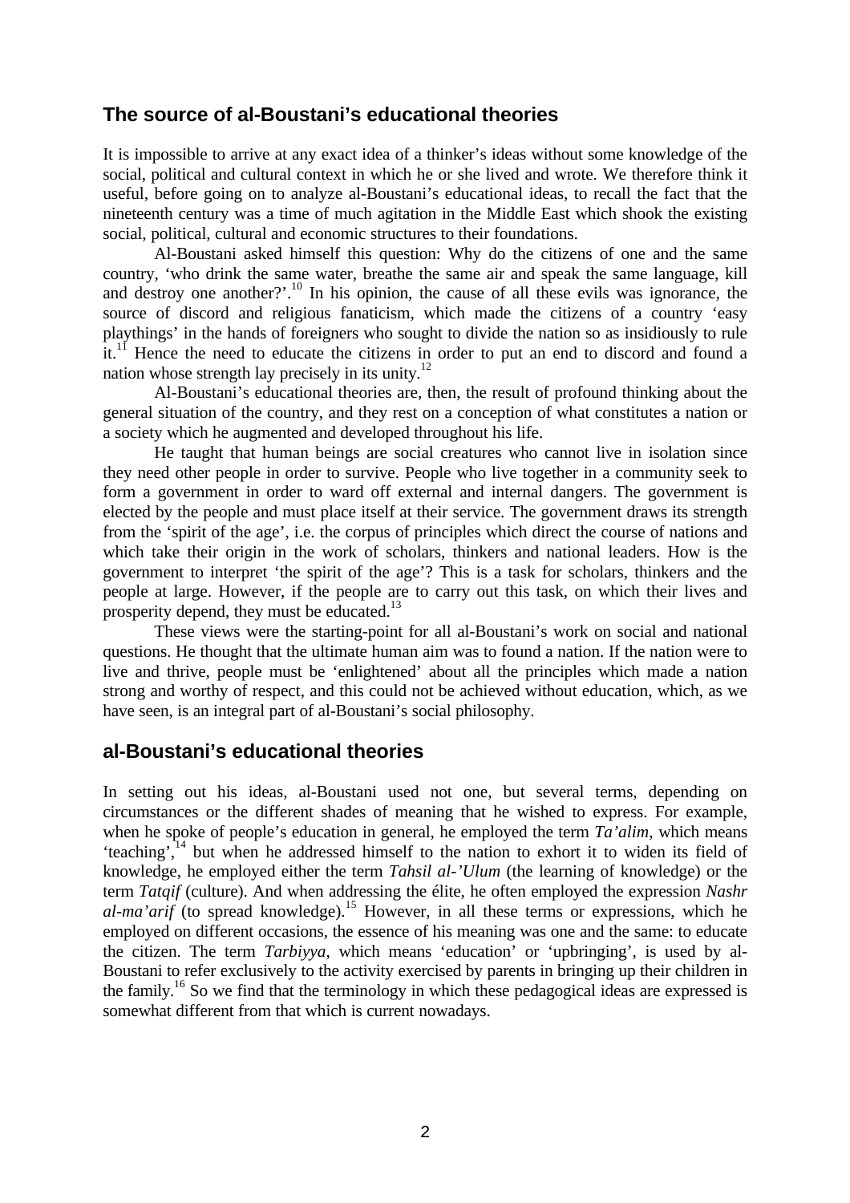## The source of al-Boustani's educational theories

It is impossible to arrive at any exact idea of a thinker's ideas without some knowledge of the social, political and cultural context in which he or she lived and wrote. We therefore think it useful, before going on to analyze al-Boustani's educational ideas, to recall the fact that the nineteenth century was a time of much agitation in the Middle East which shook the existing social, political, cultural and economic structures to their foundations.

Al-Boustani asked himself this question: Why do the citizens of one and the same country, 'who drink the same water, breathe the same air and speak the same language, kill and destroy one another?'.[10] In his opinion, the cause of all these evils was ignorance, the source of discord and religious fanaticism, which made the citizens of a country 'easy playthings' in the hands of foreigners who sought to divide the nation so as insidiously to rule it.[11] Hence the need to educate the citizens in order to put an end to discord and found a nation whose strength lay precisely in its unity.[12]

Al-Boustani's educational theories are, then, the result of profound thinking about the general situation of the country, and they rest on a conception of what constitutes a nation or a society which he augmented and developed throughout his life.

He taught that human beings are social creatures who cannot live in isolation since they need other people in order to survive. People who live together in a community seek to form a government in order to ward off external and internal dangers. The government is elected by the people and must place itself at their service. The government draws its strength from the 'spirit of the age', i.e. the corpus of principles which direct the course of nations and which take their origin in the work of scholars, thinkers and national leaders. How is the government to interpret 'the spirit of the age'? This is a task for scholars, thinkers and the people at large. However, if the people are to carry out this task, on which their lives and prosperity depend, they must be educated.[13]

These views were the starting-point for all al-Boustani's work on social and national questions. He thought that the ultimate human aim was to found a nation. If the nation were to live and thrive, people must be 'enlightened' about all the principles which made a nation strong and worthy of respect, and this could not be achieved without education, which, as we have seen, is an integral part of al-Boustani's social philosophy.

## al-Boustani's educational theories

In setting out his ideas, al-Boustani used not one, but several terms, depending on circumstances or the different shades of meaning that he wished to express. For example, when he spoke of people's education in general, he employed the term *Ta'alim*, which means 'teaching',[14] but when he addressed himself to the nation to exhort it to widen its field of knowledge, he employed either the term *Tahsil al-'Ulum* (the learning of knowledge) or the term *Tatqif* (culture). And when addressing the élite, he often employed the expression *Nashr al-ma'arif* (to spread knowledge).[15] However, in all these terms or expressions, which he employed on different occasions, the essence of his meaning was one and the same: to educate the citizen. The term *Tarbiyya*, which means 'education' or 'upbringing', is used by al-Boustani to refer exclusively to the activity exercised by parents in bringing up their children in the family.[16] So we find that the terminology in which these pedagogical ideas are expressed is somewhat different from that which is current nowadays.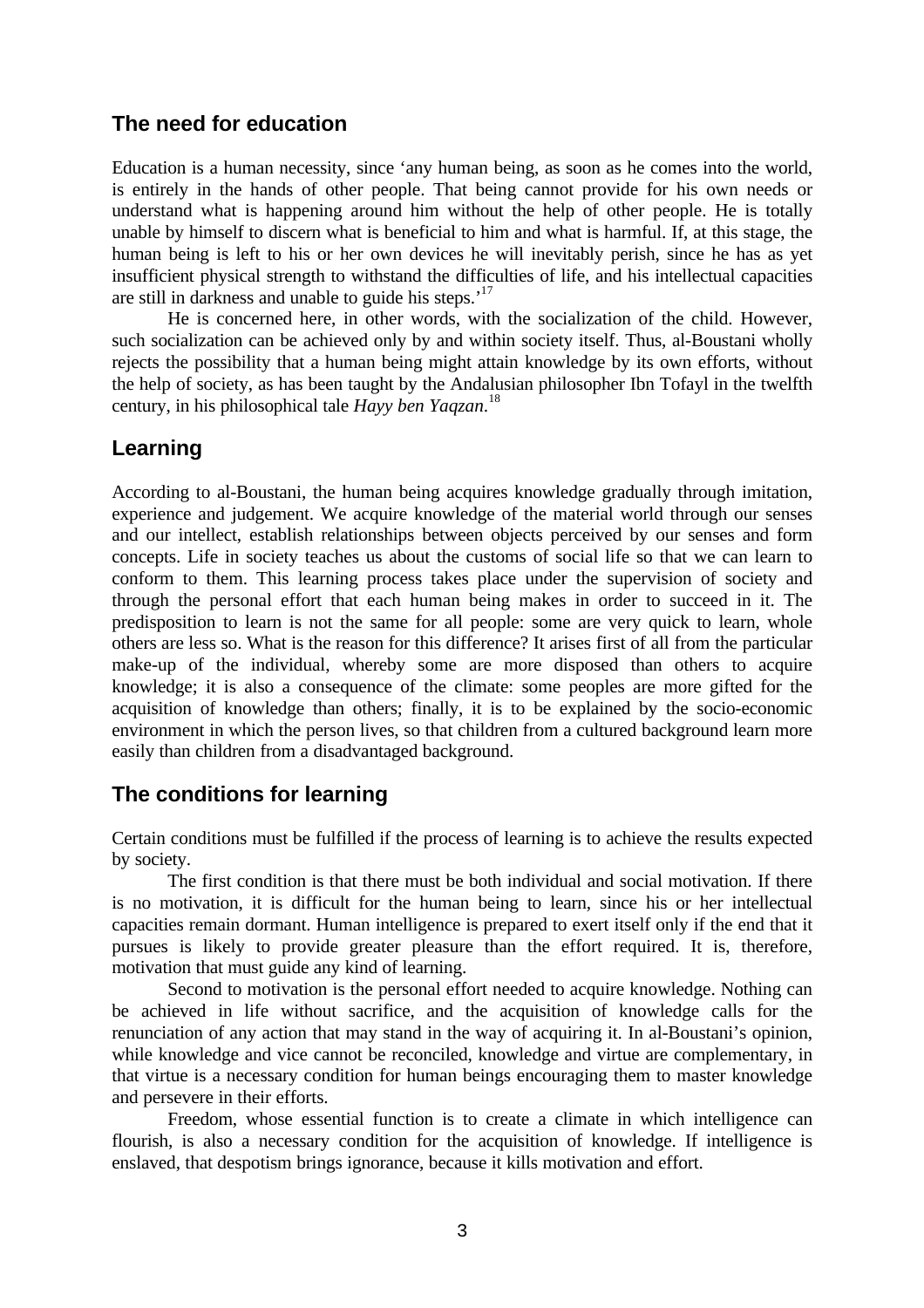## The need for education

Education is a human necessity, since 'any human being, as soon as he comes into the world, is entirely in the hands of other people. That being cannot provide for his own needs or understand what is happening around him without the help of other people. He is totally unable by himself to discern what is beneficial to him and what is harmful. If, at this stage, the human being is left to his or her own devices he will inevitably perish, since he has as yet insufficient physical strength to withstand the difficulties of life, and his intellectual capacities are still in darkness and unable to guide his steps.'[17]

He is concerned here, in other words, with the socialization of the child. However, such socialization can be achieved only by and within society itself. Thus, al-Boustani wholly rejects the possibility that a human being might attain knowledge by its own efforts, without the help of society, as has been taught by the Andalusian philosopher Ibn Tofayl in the twelfth century, in his philosophical tale *Hayy ben Yaqzan*.[18]

## Learning

According to al-Boustani, the human being acquires knowledge gradually through imitation, experience and judgement. We acquire knowledge of the material world through our senses and our intellect, establish relationships between objects perceived by our senses and form concepts. Life in society teaches us about the customs of social life so that we can learn to conform to them. This learning process takes place under the supervision of society and through the personal effort that each human being makes in order to succeed in it. The predisposition to learn is not the same for all people: some are very quick to learn, whole others are less so. What is the reason for this difference? It arises first of all from the particular make-up of the individual, whereby some are more disposed than others to acquire knowledge; it is also a consequence of the climate: some peoples are more gifted for the acquisition of knowledge than others; finally, it is to be explained by the socio-economic environment in which the person lives, so that children from a cultured background learn more easily than children from a disadvantaged background.

## The conditions for learning

Certain conditions must be fulfilled if the process of learning is to achieve the results expected by society.

The first condition is that there must be both individual and social motivation. If there is no motivation, it is difficult for the human being to learn, since his or her intellectual capacities remain dormant. Human intelligence is prepared to exert itself only if the end that it pursues is likely to provide greater pleasure than the effort required. It is, therefore, motivation that must guide any kind of learning.

Second to motivation is the personal effort needed to acquire knowledge. Nothing can be achieved in life without sacrifice, and the acquisition of knowledge calls for the renunciation of any action that may stand in the way of acquiring it. In al-Boustani's opinion, while knowledge and vice cannot be reconciled, knowledge and virtue are complementary, in that virtue is a necessary condition for human beings encouraging them to master knowledge and persevere in their efforts.

Freedom, whose essential function is to create a climate in which intelligence can flourish, is also a necessary condition for the acquisition of knowledge. If intelligence is enslaved, that despotism brings ignorance, because it kills motivation and effort.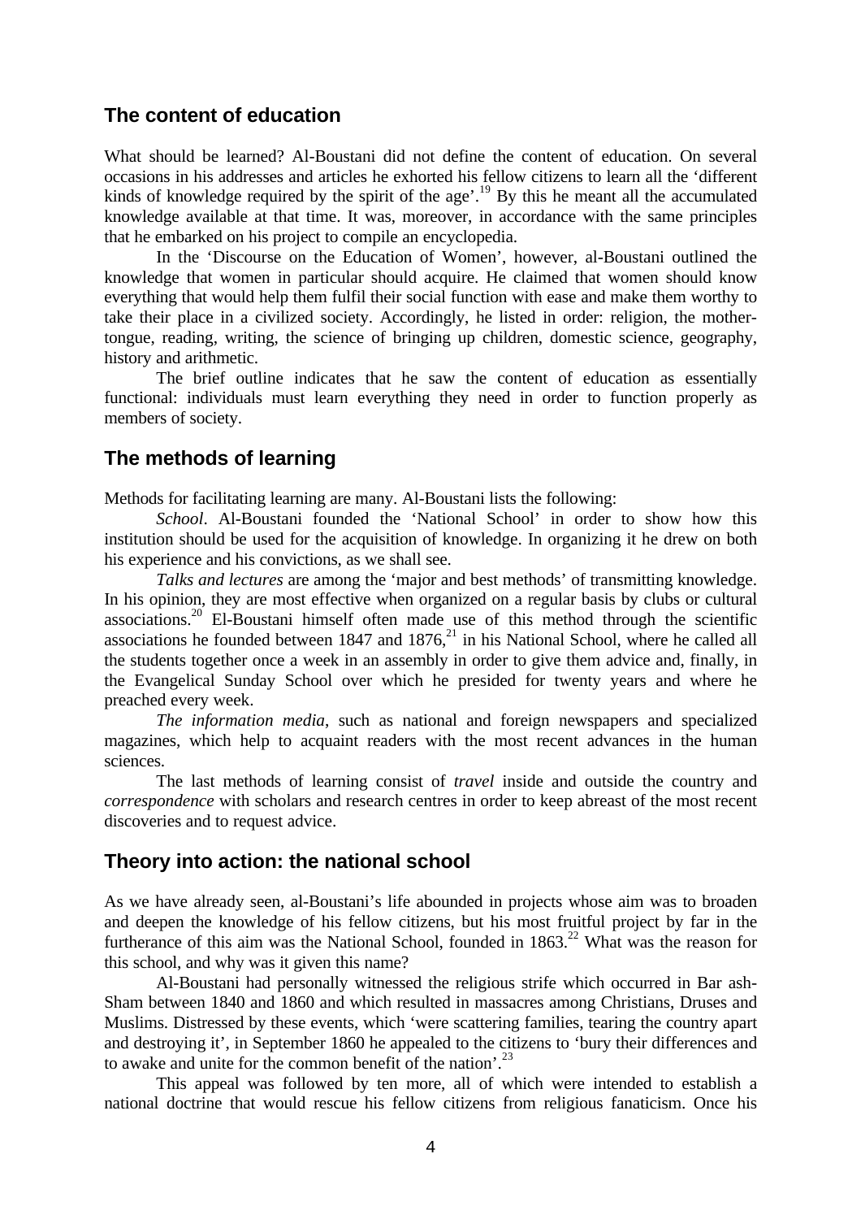## The content of education

What should be learned? Al-Boustani did not define the content of education. On several occasions in his addresses and articles he exhorted his fellow citizens to learn all the 'different kinds of knowledge required by the spirit of the age'.[19] By this he meant all the accumulated knowledge available at that time. It was, moreover, in accordance with the same principles that he embarked on his project to compile an encyclopedia.

In the 'Discourse on the Education of Women', however, al-Boustani outlined the knowledge that women in particular should acquire. He claimed that women should know everything that would help them fulfil their social function with ease and make them worthy to take their place in a civilized society. Accordingly, he listed in order: religion, the mother-tongue, reading, writing, the science of bringing up children, domestic science, geography, history and arithmetic.

The brief outline indicates that he saw the content of education as essentially functional: individuals must learn everything they need in order to function properly as members of society.

## The methods of learning

Methods for facilitating learning are many. Al-Boustani lists the following:

*School*. Al-Boustani founded the 'National School' in order to show how this institution should be used for the acquisition of knowledge. In organizing it he drew on both his experience and his convictions, as we shall see.

*Talks and lectures* are among the 'major and best methods' of transmitting knowledge. In his opinion, they are most effective when organized on a regular basis by clubs or cultural associations.[20] El-Boustani himself often made use of this method through the scientific associations he founded between 1847 and 1876,[21] in his National School, where he called all the students together once a week in an assembly in order to give them advice and, finally, in the Evangelical Sunday School over which he presided for twenty years and where he preached every week.

*The information media*, such as national and foreign newspapers and specialized magazines, which help to acquaint readers with the most recent advances in the human sciences.

The last methods of learning consist of *travel* inside and outside the country and *correspondence* with scholars and research centres in order to keep abreast of the most recent discoveries and to request advice.

## Theory into action: the national school

As we have already seen, al-Boustani's life abounded in projects whose aim was to broaden and deepen the knowledge of his fellow citizens, but his most fruitful project by far in the furtherance of this aim was the National School, founded in 1863.[22] What was the reason for this school, and why was it given this name?

Al-Boustani had personally witnessed the religious strife which occurred in Bar ash-Sham between 1840 and 1860 and which resulted in massacres among Christians, Druses and Muslims. Distressed by these events, which 'were scattering families, tearing the country apart and destroying it', in September 1860 he appealed to the citizens to 'bury their differences and to awake and unite for the common benefit of the nation'.[23]

This appeal was followed by ten more, all of which were intended to establish a national doctrine that would rescue his fellow citizens from religious fanaticism. Once his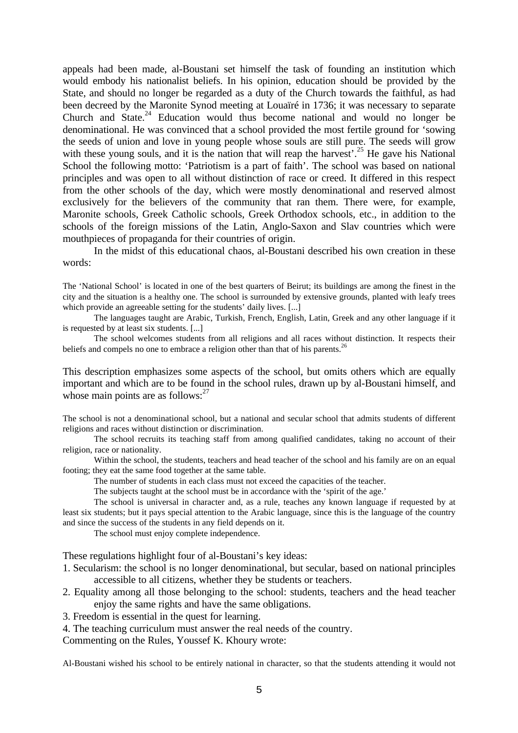appeals had been made, al-Boustani set himself the task of founding an institution which would embody his nationalist beliefs. In his opinion, education should be provided by the State, and should no longer be regarded as a duty of the Church towards the faithful, as had been decreed by the Maronite Synod meeting at Louaïré in 1736; it was necessary to separate Church and State.[24] Education would thus become national and would no longer be denominational. He was convinced that a school provided the most fertile ground for 'sowing the seeds of union and love in young people whose souls are still pure. The seeds will grow with these young souls, and it is the nation that will reap the harvest'.[25] He gave his National School the following motto: 'Patriotism is a part of faith'. The school was based on national principles and was open to all without distinction of race or creed. It differed in this respect from the other schools of the day, which were mostly denominational and reserved almost exclusively for the believers of the community that ran them. There were, for example, Maronite schools, Greek Catholic schools, Greek Orthodox schools, etc., in addition to the schools of the foreign missions of the Latin, Anglo-Saxon and Slav countries which were mouthpieces of propaganda for their countries of origin.

In the midst of this educational chaos, al-Boustani described his own creation in these words:

> The 'National School' is located in one of the best quarters of Beirut; its buildings are among the finest in the city and the situation is a healthy one. The school is surrounded by extensive grounds, planted with leafy trees which provide an agreeable setting for the students' daily lives. [...]
>
> The languages taught are Arabic, Turkish, French, English, Latin, Greek and any other language if it is requested by at least six students. [...]
>
> The school welcomes students from all religions and all races without distinction. It respects their beliefs and compels no one to embrace a religion other than that of his parents.[26]

This description emphasizes some aspects of the school, but omits others which are equally important and which are to be found in the school rules, drawn up by al-Boustani himself, and whose main points are as follows:[27]

> The school is not a denominational school, but a national and secular school that admits students of different religions and races without distinction or discrimination.
>
> The school recruits its teaching staff from among qualified candidates, taking no account of their religion, race or nationality.
>
> Within the school, the students, teachers and head teacher of the school and his family are on an equal footing; they eat the same food together at the same table.
>
> The number of students in each class must not exceed the capacities of the teacher.
>
> The subjects taught at the school must be in accordance with the 'spirit of the age.'
>
> The school is universal in character and, as a rule, teaches any known language if requested by at least six students; but it pays special attention to the Arabic language, since this is the language of the country and since the success of the students in any field depends on it.
>
> The school must enjoy complete independence.

These regulations highlight four of al-Boustani's key ideas:

1. Secularism: the school is no longer denominational, but secular, based on national principles accessible to all citizens, whether they be students or teachers.
2. Equality among all those belonging to the school: students, teachers and the head teacher enjoy the same rights and have the same obligations.
3. Freedom is essential in the quest for learning.
4. The teaching curriculum must answer the real needs of the country.

Commenting on the Rules, Youssef K. Khoury wrote:

> Al-Boustani wished his school to be entirely national in character, so that the students attending it would not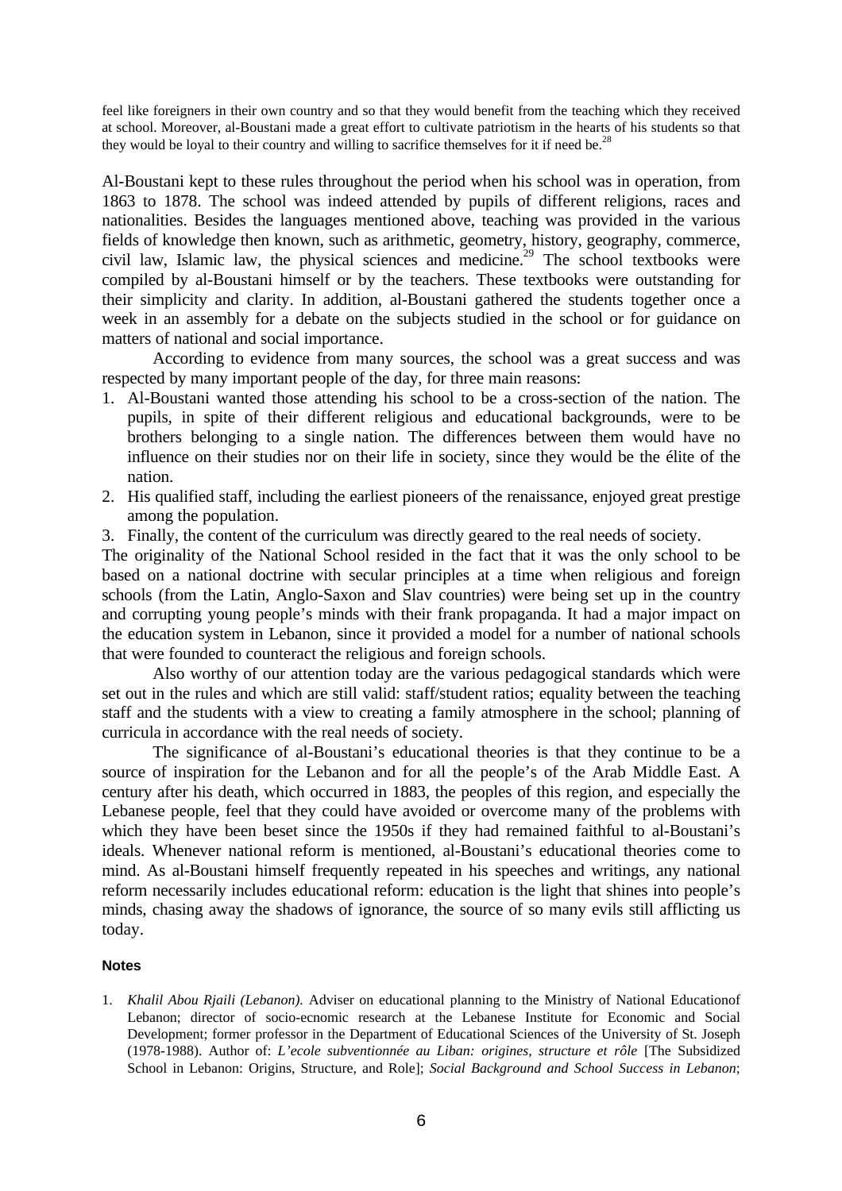feel like foreigners in their own country and so that they would benefit from the teaching which they received at school. Moreover, al-Boustani made a great effort to cultivate patriotism in the hearts of his students so that they would be loyal to their country and willing to sacrifice themselves for it if need be.[28]

Al-Boustani kept to these rules throughout the period when his school was in operation, from 1863 to 1878. The school was indeed attended by pupils of different religions, races and nationalities. Besides the languages mentioned above, teaching was provided in the various fields of knowledge then known, such as arithmetic, geometry, history, geography, commerce, civil law, Islamic law, the physical sciences and medicine.[29] The school textbooks were compiled by al-Boustani himself or by the teachers. These textbooks were outstanding for their simplicity and clarity. In addition, al-Boustani gathered the students together once a week in an assembly for a debate on the subjects studied in the school or for guidance on matters of national and social importance.

According to evidence from many sources, the school was a great success and was respected by many important people of the day, for three main reasons:

1. Al-Boustani wanted those attending his school to be a cross-section of the nation. The pupils, in spite of their different religious and educational backgrounds, were to be brothers belonging to a single nation. The differences between them would have no influence on their studies nor on their life in society, since they would be the élite of the nation.
2. His qualified staff, including the earliest pioneers of the renaissance, enjoyed great prestige among the population.
3. Finally, the content of the curriculum was directly geared to the real needs of society.

The originality of the National School resided in the fact that it was the only school to be based on a national doctrine with secular principles at a time when religious and foreign schools (from the Latin, Anglo-Saxon and Slav countries) were being set up in the country and corrupting young people's minds with their frank propaganda. It had a major impact on the education system in Lebanon, since it provided a model for a number of national schools that were founded to counteract the religious and foreign schools.

Also worthy of our attention today are the various pedagogical standards which were set out in the rules and which are still valid: staff/student ratios; equality between the teaching staff and the students with a view to creating a family atmosphere in the school; planning of curricula in accordance with the real needs of society.

The significance of al-Boustani's educational theories is that they continue to be a source of inspiration for the Lebanon and for all the people's of the Arab Middle East. A century after his death, which occurred in 1883, the peoples of this region, and especially the Lebanese people, feel that they could have avoided or overcome many of the problems with which they have been beset since the 1950s if they had remained faithful to al-Boustani's ideals. Whenever national reform is mentioned, al-Boustani's educational theories come to mind. As al-Boustani himself frequently repeated in his speeches and writings, any national reform necessarily includes educational reform: education is the light that shines into people's minds, chasing away the shadows of ignorance, the source of so many evils still afflicting us today.

### Notes

1. *Khalil Abou Rjaili (Lebanon).* Adviser on educational planning to the Ministry of National Educationof Lebanon; director of socio-ecnomic research at the Lebanese Institute for Economic and Social Development; former professor in the Department of Educational Sciences of the University of St. Joseph (1978-1988). Author of: *L'ecole subventionnée au Liban: origines, structure et rôle* [The Subsidized School in Lebanon: Origins, Structure, and Role]; *Social Background and School Success in Lebanon*;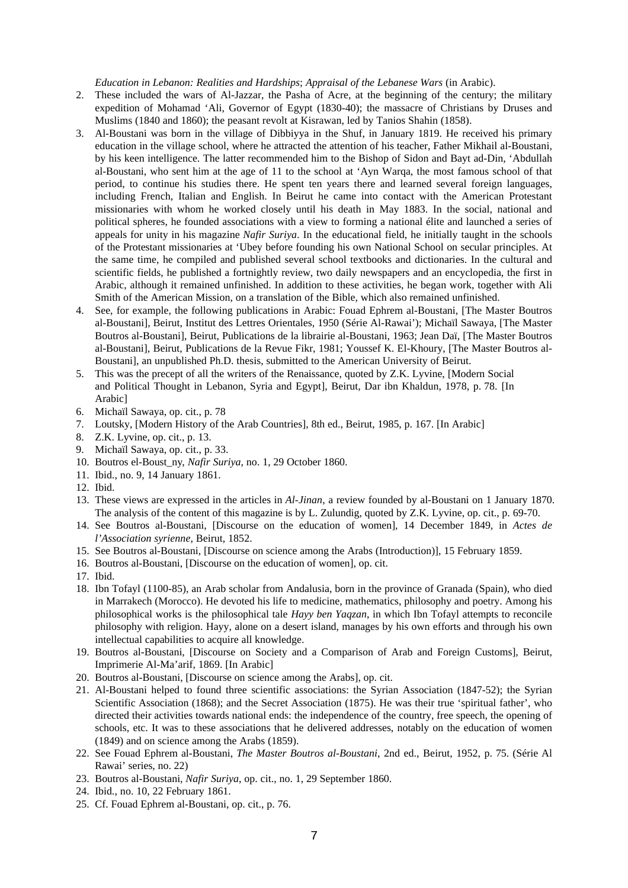*Education in Lebanon: Realities and Hardships*; *Appraisal of the Lebanese Wars* (in Arabic).

2. These included the wars of Al-Jazzar, the Pasha of Acre, at the beginning of the century; the military expedition of Mohamad 'Ali, Governor of Egypt (1830-40); the massacre of Christians by Druses and Muslims (1840 and 1860); the peasant revolt at Kisrawan, led by Tanios Shahin (1858).
3. Al-Boustani was born in the village of Dibbiyya in the Shuf, in January 1819. He received his primary education in the village school, where he attracted the attention of his teacher, Father Mikhail al-Boustani, by his keen intelligence. The latter recommended him to the Bishop of Sidon and Bayt ad-Din, 'Abdullah al-Boustani, who sent him at the age of 11 to the school at 'Ayn Warqa, the most famous school of that period, to continue his studies there. He spent ten years there and learned several foreign languages, including French, Italian and English. In Beirut he came into contact with the American Protestant missionaries with whom he worked closely until his death in May 1883. In the social, national and political spheres, he founded associations with a view to forming a national élite and launched a series of appeals for unity in his magazine *Nafir Suriya*. In the educational field, he initially taught in the schools of the Protestant missionaries at 'Ubey before founding his own National School on secular principles. At the same time, he compiled and published several school textbooks and dictionaries. In the cultural and scientific fields, he published a fortnightly review, two daily newspapers and an encyclopedia, the first in Arabic, although it remained unfinished. In addition to these activities, he began work, together with Ali Smith of the American Mission, on a translation of the Bible, which also remained unfinished.
4. See, for example, the following publications in Arabic: Fouad Ephrem al-Boustani, [The Master Boutros al-Boustani], Beirut, Institut des Lettres Orientales, 1950 (Série Al-Rawai'); Michaïl Sawaya, [The Master Boutros al-Boustani], Beirut, Publications de la librairie al-Boustani, 1963; Jean Daï, [The Master Boutros al-Boustani], Beirut, Publications de la Revue Fikr, 1981; Youssef K. El-Khoury, [The Master Boutros al-Boustani], an unpublished Ph.D. thesis, submitted to the American University of Beirut.
5. This was the precept of all the writers of the Renaissance, quoted by Z.K. Lyvine, [Modern Social and Political Thought in Lebanon, Syria and Egypt], Beirut, Dar ibn Khaldun, 1978, p. 78. [In Arabic]
6. Michaïl Sawaya, op. cit., p. 78
7. Loutsky, [Modern History of the Arab Countries], 8th ed., Beirut, 1985, p. 167. [In Arabic]
8. Z.K. Lyvine, op. cit., p. 13.
9. Michaïl Sawaya, op. cit., p. 33.
10. Boutros el-Boust_ny, *Nafir Suriya*, no. 1, 29 October 1860.
11. Ibid., no. 9, 14 January 1861.
12. Ibid.
13. These views are expressed in the articles in *Al-Jinan*, a review founded by al-Boustani on 1 January 1870. The analysis of the content of this magazine is by L. Zulundig, quoted by Z.K. Lyvine, op. cit., p. 69-70.
14. See Boutros al-Boustani, [Discourse on the education of women], 14 December 1849, in *Actes de l'Association syrienne*, Beirut, 1852.
15. See Boutros al-Boustani, [Discourse on science among the Arabs (Introduction)], 15 February 1859.
16. Boutros al-Boustani, [Discourse on the education of women], op. cit.
17. Ibid.
18. Ibn Tofayl (1100-85), an Arab scholar from Andalusia, born in the province of Granada (Spain), who died in Marrakech (Morocco). He devoted his life to medicine, mathematics, philosophy and poetry. Among his philosophical works is the philosophical tale *Hayy ben Yaqzan*, in which Ibn Tofayl attempts to reconcile philosophy with religion. Hayy, alone on a desert island, manages by his own efforts and through his own intellectual capabilities to acquire all knowledge.
19. Boutros al-Boustani, [Discourse on Society and a Comparison of Arab and Foreign Customs], Beirut, Imprimerie Al-Ma'arif, 1869. [In Arabic]
20. Boutros al-Boustani, [Discourse on science among the Arabs], op. cit.
21. Al-Boustani helped to found three scientific associations: the Syrian Association (1847-52); the Syrian Scientific Association (1868); and the Secret Association (1875). He was their true 'spiritual father', who directed their activities towards national ends: the independence of the country, free speech, the opening of schools, etc. It was to these associations that he delivered addresses, notably on the education of women (1849) and on science among the Arabs (1859).
22. See Fouad Ephrem al-Boustani, *The Master Boutros al-Boustani*, 2nd ed., Beirut, 1952, p. 75. (Série Al Rawai' series, no. 22)
23. Boutros al-Boustani, *Nafir Suriya*, op. cit., no. 1, 29 September 1860.
24. Ibid., no. 10, 22 February 1861.
25. Cf. Fouad Ephrem al-Boustani, op. cit., p. 76.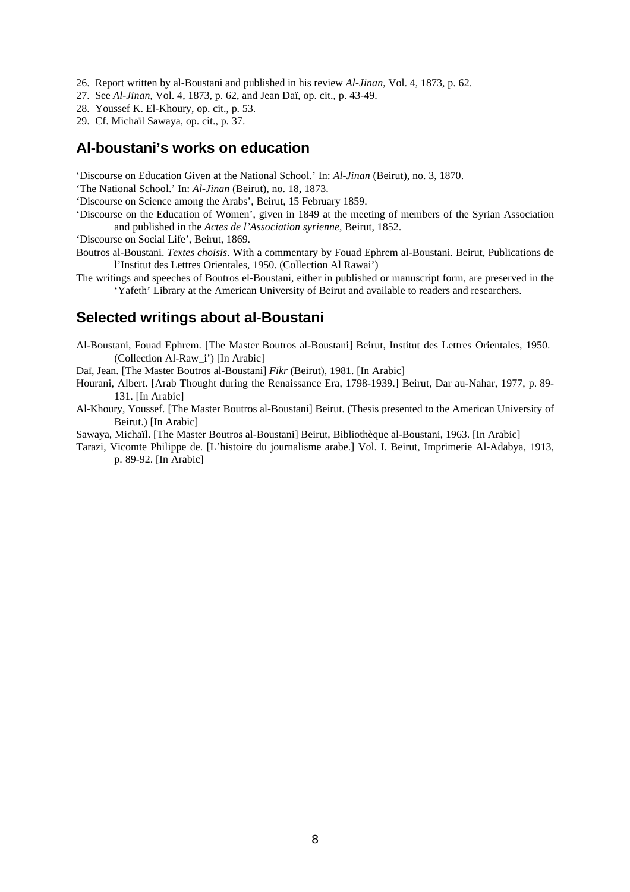26. Report written by al-Boustani and published in his review *Al-Jinan*, Vol. 4, 1873, p. 62.
27. See *Al-Jinan*, Vol. 4, 1873, p. 62, and Jean Daï, op. cit., p. 43-49.
28. Youssef K. El-Khoury, op. cit., p. 53.
29. Cf. Michaïl Sawaya, op. cit., p. 37.

## Al-boustani's works on education

'Discourse on Education Given at the National School.' In: *Al-Jinan* (Beirut), no. 3, 1870.

'The National School.' In: *Al-Jinan* (Beirut), no. 18, 1873.

'Discourse on Science among the Arabs', Beirut, 15 February 1859.

'Discourse on the Education of Women', given in 1849 at the meeting of members of the Syrian Association and published in the *Actes de l'Association syrienne*, Beirut, 1852.

'Discourse on Social Life', Beirut, 1869.

Boutros al-Boustani. *Textes choisis*. With a commentary by Fouad Ephrem al-Boustani. Beirut, Publications de l'Institut des Lettres Orientales, 1950. (Collection Al Rawai')

The writings and speeches of Boutros el-Boustani, either in published or manuscript form, are preserved in the 'Yafeth' Library at the American University of Beirut and available to readers and researchers.

## Selected writings about al-Boustani

Al-Boustani, Fouad Ephrem. [The Master Boutros al-Boustani] Beirut, Institut des Lettres Orientales, 1950. (Collection Al-Raw_i') [In Arabic]

Daï, Jean. [The Master Boutros al-Boustani] *Fikr* (Beirut), 1981. [In Arabic]

Hourani, Albert. [Arab Thought during the Renaissance Era, 1798-1939.] Beirut, Dar au-Nahar, 1977, p. 89-131. [In Arabic]

Al-Khoury, Youssef. [The Master Boutros al-Boustani] Beirut. (Thesis presented to the American University of Beirut.) [In Arabic]

Sawaya, Michaïl. [The Master Boutros al-Boustani] Beirut, Bibliothèque al-Boustani, 1963. [In Arabic]

Tarazi, Vicomte Philippe de. [L'histoire du journalisme arabe.] Vol. I. Beirut, Imprimerie Al-Adabya, 1913, p. 89-92. [In Arabic]